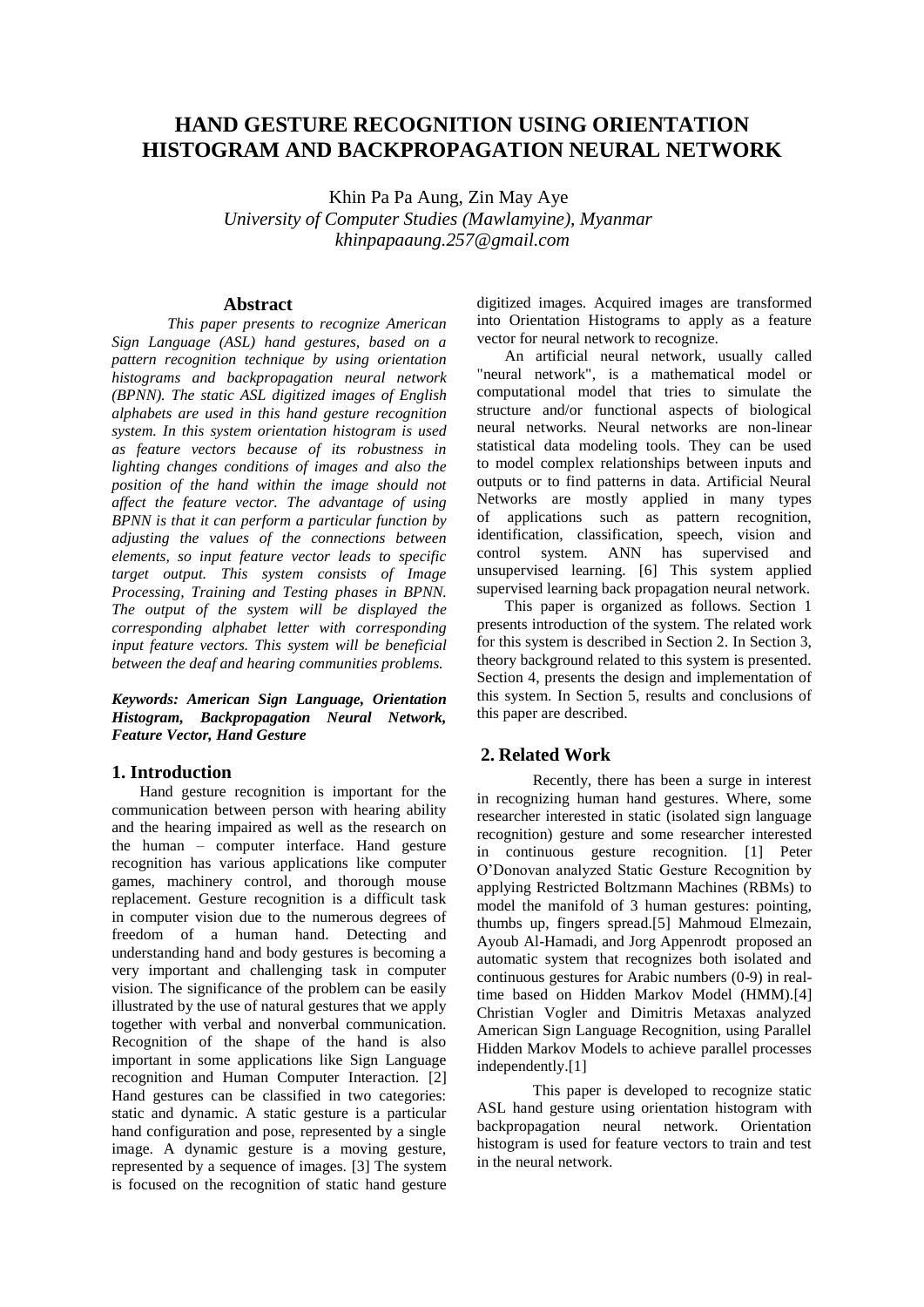# HAND GESTURE RECOGNITION USING ORIENTATION HISTOGRAM AND BACKPROPAGATION NEURAL NETWORK

Khin Pa Pa Aung, Zin May Aye
*University of Computer Studies (Mawlamyine), Myanmar*
*khinpapaaung.257@gmail.com*

## Abstract

*This paper presents to recognize American Sign Language (ASL) hand gestures, based on a pattern recognition technique by using orientation histograms and backpropagation neural network (BPNN). The static ASL digitized images of English alphabets are used in this hand gesture recognition system. In this system orientation histogram is used as feature vectors because of its robustness in lighting changes conditions of images and also the position of the hand within the image should not affect the feature vector. The advantage of using BPNN is that it can perform a particular function by adjusting the values of the connections between elements, so input feature vector leads to specific target output. This system consists of Image Processing, Training and Testing phases in BPNN. The output of the system will be displayed the corresponding alphabet letter with corresponding input feature vectors. This system will be beneficial between the deaf and hearing communities problems.*

***Keywords: American Sign Language, Orientation Histogram, Backpropagation Neural Network, Feature Vector, Hand Gesture***

## 1. Introduction

Hand gesture recognition is important for the communication between person with hearing ability and the hearing impaired as well as the research on the human – computer interface. Hand gesture recognition has various applications like computer games, machinery control, and thorough mouse replacement. Gesture recognition is a difficult task in computer vision due to the numerous degrees of freedom of a human hand. Detecting and understanding hand and body gestures is becoming a very important and challenging task in computer vision. The significance of the problem can be easily illustrated by the use of natural gestures that we apply together with verbal and nonverbal communication. Recognition of the shape of the hand is also important in some applications like Sign Language recognition and Human Computer Interaction. [2] Hand gestures can be classified in two categories: static and dynamic. A static gesture is a particular hand configuration and pose, represented by a single image. A dynamic gesture is a moving gesture, represented by a sequence of images. [3] The system is focused on the recognition of static hand gesture digitized images. Acquired images are transformed into Orientation Histograms to apply as a feature vector for neural network to recognize.

An artificial neural network, usually called "neural network", is a mathematical model or computational model that tries to simulate the structure and/or functional aspects of biological neural networks. Neural networks are non-linear statistical data modeling tools. They can be used to model complex relationships between inputs and outputs or to find patterns in data. Artificial Neural Networks are mostly applied in many types of applications such as pattern recognition, identification, classification, speech, vision and control system. ANN has supervised and unsupervised learning. [6] This system applied supervised learning back propagation neural network.

This paper is organized as follows. Section 1 presents introduction of the system. The related work for this system is described in Section 2. In Section 3, theory background related to this system is presented. Section 4, presents the design and implementation of this system. In Section 5, results and conclusions of this paper are described.

## 2. Related Work

Recently, there has been a surge in interest in recognizing human hand gestures. Where, some researcher interested in static (isolated sign language recognition) gesture and some researcher interested in continuous gesture recognition. [1] Peter O'Donovan analyzed Static Gesture Recognition by applying Restricted Boltzmann Machines (RBMs) to model the manifold of 3 human gestures: pointing, thumbs up, fingers spread.[5] Mahmoud Elmezain, Ayoub Al-Hamadi, and Jorg Appenrodt proposed an automatic system that recognizes both isolated and continuous gestures for Arabic numbers (0-9) in real-time based on Hidden Markov Model (HMM).[4] Christian Vogler and Dimitris Metaxas analyzed American Sign Language Recognition, using Parallel Hidden Markov Models to achieve parallel processes independently.[1]

This paper is developed to recognize static ASL hand gesture using orientation histogram with backpropagation neural network. Orientation histogram is used for feature vectors to train and test in the neural network.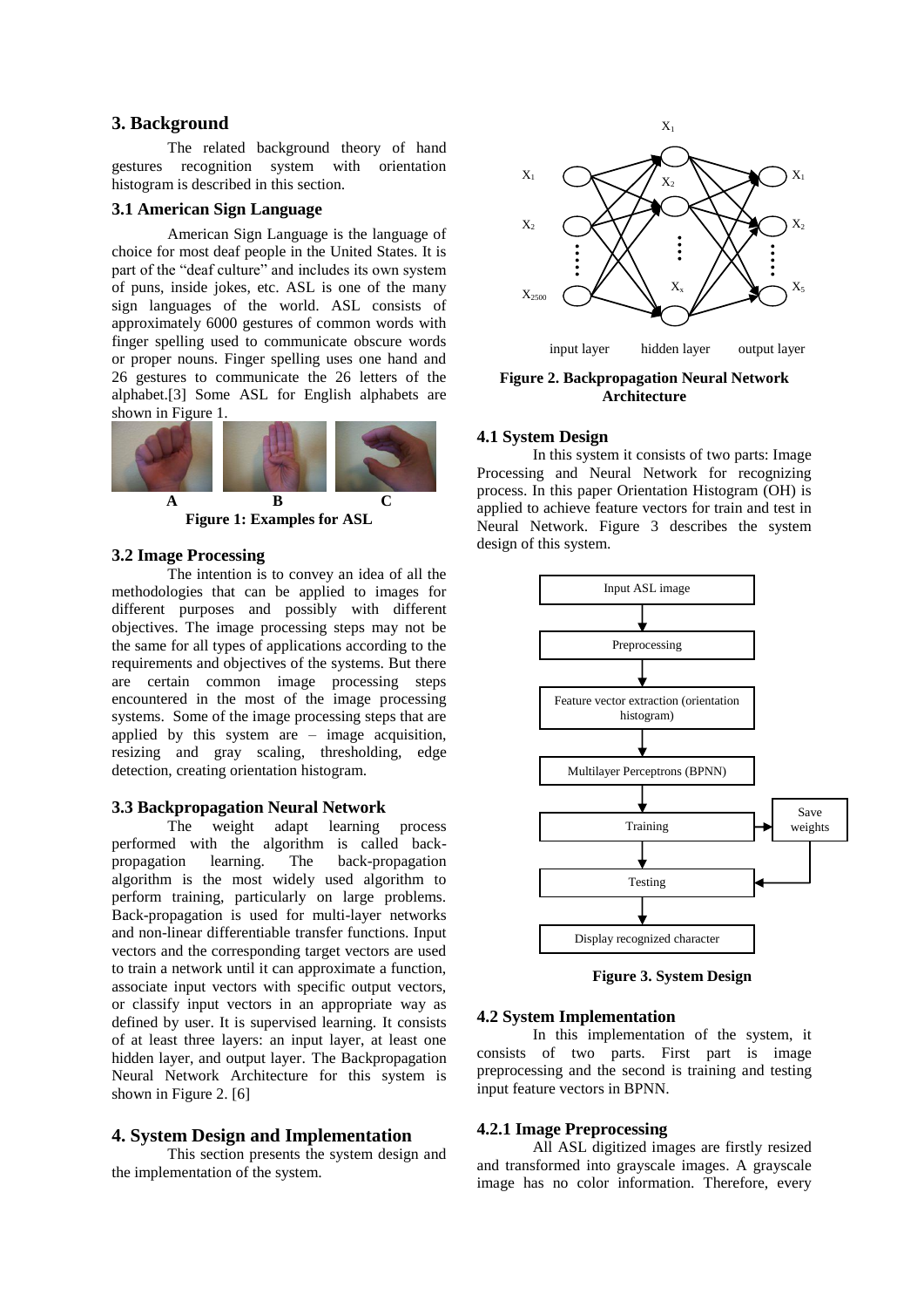## 3. Background

The related background theory of hand gestures recognition system with orientation histogram is described in this section.

### 3.1 American Sign Language

American Sign Language is the language of choice for most deaf people in the United States. It is part of the "deaf culture" and includes its own system of puns, inside jokes, etc. ASL is one of the many sign languages of the world. ASL consists of approximately 6000 gestures of common words with finger spelling used to communicate obscure words or proper nouns. Finger spelling uses one hand and 26 gestures to communicate the 26 letters of the alphabet.[3] Some ASL for English alphabets are shown in Figure 1.

A B C

**Figure 1: Examples for ASL**

### 3.2 Image Processing

The intention is to convey an idea of all the methodologies that can be applied to images for different purposes and possibly with different objectives. The image processing steps may not be the same for all types of applications according to the requirements and objectives of the systems. But there are certain common image processing steps encountered in the most of the image processing systems. Some of the image processing steps that are applied by this system are – image acquisition, resizing and gray scaling, thresholding, edge detection, creating orientation histogram.

### 3.3 Backpropagation Neural Network

The weight adapt learning process performed with the algorithm is called back-propagation learning. The back-propagation algorithm is the most widely used algorithm to perform training, particularly on large problems. Back-propagation is used for multi-layer networks and non-linear differentiable transfer functions. Input vectors and the corresponding target vectors are used to train a network until it can approximate a function, associate input vectors with specific output vectors, or classify input vectors in an appropriate way as defined by user. It is supervised learning. It consists of at least three layers: an input layer, at least one hidden layer, and output layer. The Backpropagation Neural Network Architecture for this system is shown in Figure 2. [6]

## 4. System Design and Implementation

This section presents the system design and the implementation of the system.

$X_1$ $X_2$ $X_{2500}$ $X_1$ $X_2$ $X_x$ $X_1$ $X_2$ $X_5$

input layer hidden layer output layer

**Figure 2. Backpropagation Neural Network Architecture**

### 4.1 System Design

In this system it consists of two parts: Image Processing and Neural Network for recognizing process. In this paper Orientation Histogram (OH) is applied to achieve feature vectors for train and test in Neural Network. Figure 3 describes the system design of this system.

Input ASL image → Preprocessing → Feature vector extraction (orientation histogram) → Multilayer Perceptrons (BPNN) → Training → Testing → Display recognized character

Training → Save weights → Testing

**Figure 3. System Design**

### 4.2 System Implementation

In this implementation of the system, it consists of two parts. First part is image preprocessing and the second is training and testing input feature vectors in BPNN.

#### 4.2.1 Image Preprocessing

All ASL digitized images are firstly resized and transformed into grayscale images. A grayscale image has no color information. Therefore, every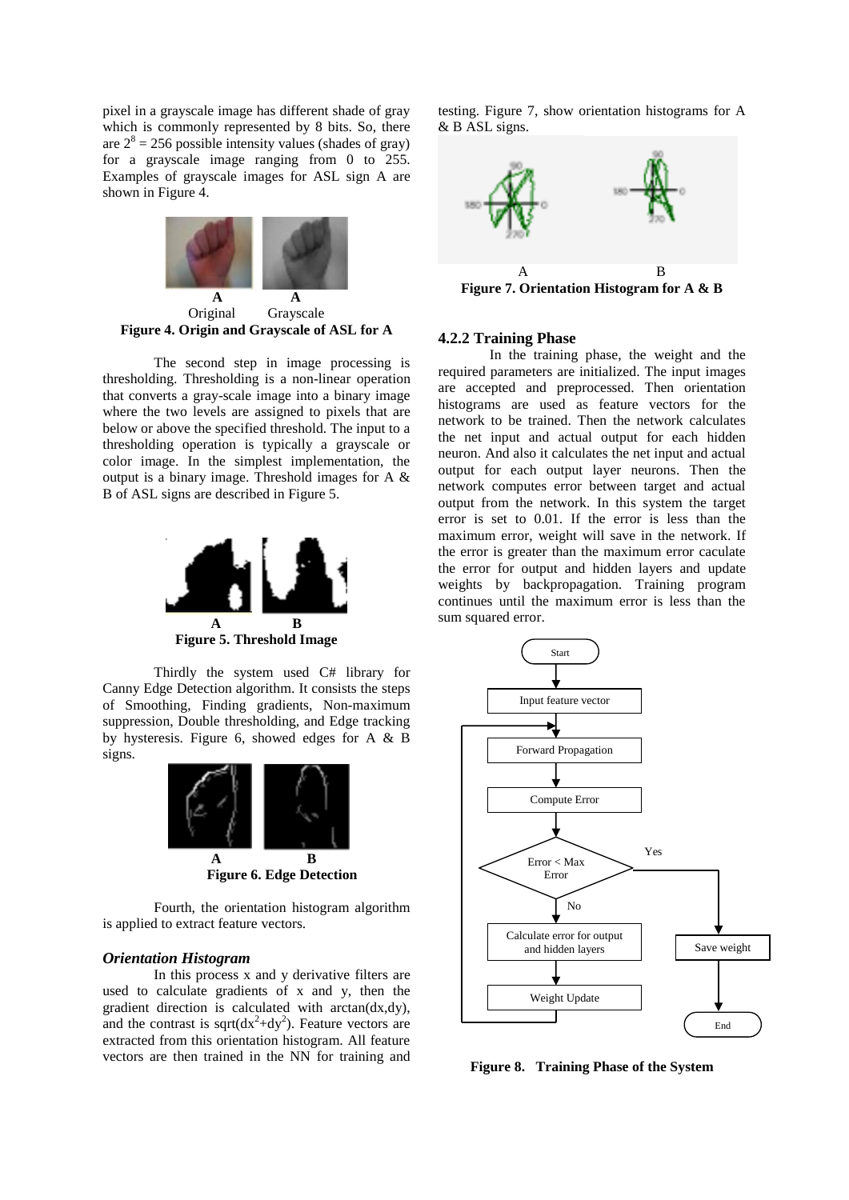pixel in a grayscale image has different shade of gray which is commonly represented by 8 bits. So, there are $2^8 = 256$ possible intensity values (shades of gray) for a grayscale image ranging from 0 to 255. Examples of grayscale images for ASL sign A are shown in Figure 4.

A Original    A Grayscale

**Figure 4. Origin and Grayscale of ASL for A**

The second step in image processing is thresholding. Thresholding is a non-linear operation that converts a gray-scale image into a binary image where the two levels are assigned to pixels that are below or above the specified threshold. The input to a thresholding operation is typically a grayscale or color image. In the simplest implementation, the output is a binary image. Threshold images for A & B of ASL signs are described in Figure 5.

A    B

**Figure 5. Threshold Image**

Thirdly the system used C# library for Canny Edge Detection algorithm. It consists the steps of Smoothing, Finding gradients, Non-maximum suppression, Double thresholding, and Edge tracking by hysteresis. Figure 6, showed edges for A & B signs.

A    B

**Figure 6. Edge Detection**

Fourth, the orientation histogram algorithm is applied to extract feature vectors.

### *Orientation Histogram*

In this process x and y derivative filters are used to calculate gradients of x and y, then the gradient direction is calculated with arctan(dx,dy), and the contrast is $\text{sqrt}(dx^2+dy^2)$. Feature vectors are extracted from this orientation histogram. All feature vectors are then trained in the NN for training and testing. Figure 7, show orientation histograms for A & B ASL signs.

A    B

**Figure 7. Orientation Histogram for A & B**

### 4.2.2 Training Phase

In the training phase, the weight and the required parameters are initialized. The input images are accepted and preprocessed. Then orientation histograms are used as feature vectors for the network to be trained. Then the network calculates the net input and actual output for each hidden neuron. And also it calculates the net input and actual output for each output layer neurons. Then the network computes error between target and actual output from the network. In this system the target error is set to 0.01. If the error is less than the maximum error, weight will save in the network. If the error is greater than the maximum error caculate the error for output and hidden layers and update weights by backpropagation. Training program continues until the maximum error is less than the sum squared error.

Start → Input feature vector → Forward Propagation → Compute Error → Error < Max Error (Yes → Save weight → End; No → Calculate error for output and hidden layers → Weight Update → Forward Propagation)

**Figure 8. Training Phase of the System**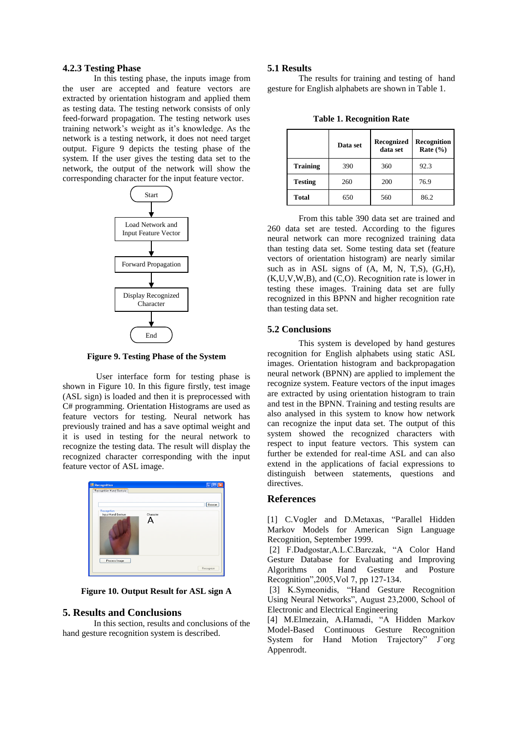### 4.2.3 Testing Phase

In this testing phase, the inputs image from the user are accepted and feature vectors are extracted by orientation histogram and applied them as testing data. The testing network consists of only feed-forward propagation. The testing network uses training network's weight as it's knowledge. As the network is a testing network, it does not need target output. Figure 9 depicts the testing phase of the system. If the user gives the testing data set to the network, the output of the network will show the corresponding character for the input feature vector.

Start

Load Network and Input Feature Vector

Forward Propagation

Display Recognized Character

End

**Figure 9. Testing Phase of the System**

User interface form for testing phase is shown in Figure 10. In this figure firstly, test image (ASL sign) is loaded and then it is preprocessed with C# programming. Orientation Histograms are used as feature vectors for testing. Neural network has previously trained and has a save optimal weight and it is used in testing for the neural network to recognize the testing data. The result will display the recognized character corresponding with the input feature vector of ASL image.

**Figure 10. Output Result for ASL sign A**

## 5. Results and Conclusions

In this section, results and conclusions of the hand gesture recognition system is described.

### 5.1 Results

The results for training and testing of hand gesture for English alphabets are shown in Table 1.

**Table 1. Recognition Rate**

| | Data set | Recognized data set | Recognition Rate (%) |
|---|---|---|---|
| **Training** | 390 | 360 | 92.3 |
| **Testing** | 260 | 200 | 76.9 |
| **Total** | 650 | 560 | 86.2 |

From this table 390 data set are trained and 260 data set are tested. According to the figures neural network can more recognized training data than testing data set. Some testing data set (feature vectors of orientation histogram) are nearly similar such as in ASL signs of (A, M, N, T,S), (G,H), (K,U,V,W,B), and (C,O). Recognition rate is lower in testing these images. Training data set are fully recognized in this BPNN and higher recognition rate than testing data set.

### 5.2 Conclusions

This system is developed by hand gestures recognition for English alphabets using static ASL images. Orientation histogram and backpropagation neural network (BPNN) are applied to implement the recognize system. Feature vectors of the input images are extracted by using orientation histogram to train and test in the BPNN. Training and testing results are also analysed in this system to know how network can recognize the input data set. The output of this system showed the recognized characters with respect to input feature vectors. This system can further be extended for real-time ASL and can also extend in the applications of facial expressions to distinguish between statements, questions and directives.

## References

[1] C.Vogler and D.Metaxas, "Parallel Hidden Markov Models for American Sign Language Recognition, September 1999.

[2] F.Dadgostar,A.L.C.Barczak, "A Color Hand Gesture Database for Evaluating and Improving Algorithms on Hand Gesture and Posture Recognition",2005,Vol 7, pp 127-134.

[3] K.Symeonidis, "Hand Gesture Recognition Using Neural Networks", August 23,2000, School of Electronic and Electrical Engineering

[4] M.Elmezain, A.Hamadi, "A Hidden Markov Model-Based Continuous Gesture Recognition System for Hand Motion Trajectory" J¨org Appenrodt.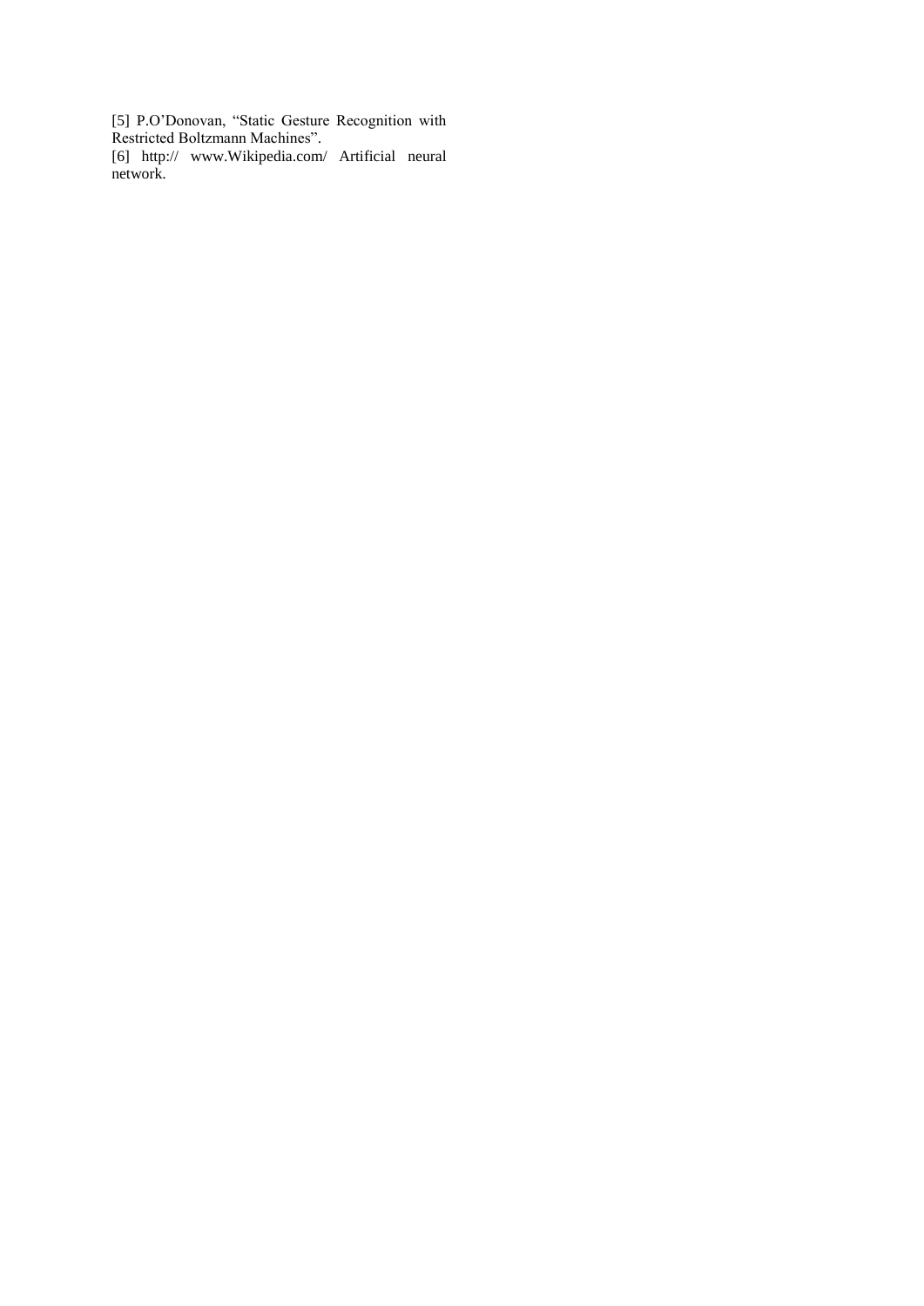[5] P.O'Donovan, "Static Gesture Recognition with Restricted Boltzmann Machines".

[6] http:// www.Wikipedia.com/ Artificial neural network.